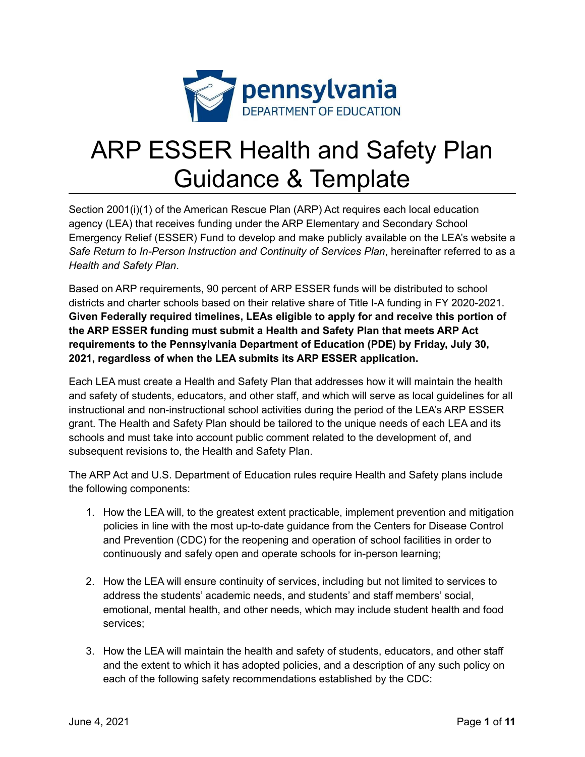# ARP ESSER Health and Safety Plan Guidance & Template

Section 2001(i)(1) of the American Rescue Plan (ARP) Act requires each local education agency (LEA) that receives funding under the ARP Elementary and Secondary School Emergency Relief (ESSER) Fund to develop and make publicly available on the LEA's website a *Safe Return to In-Person Instruction and Continuity of Services Plan*, hereinafter referred to as a *Health and Safety Plan*.

Based on ARP requirements, 90 percent of ARP ESSER funds will be distributed to school districts and charter schools based on their relative share of Title I-A funding in FY 2020-2021. **Given Federally required timelines, LEAs eligible to apply for and receive this portion of the ARP ESSER funding must submit a Health and Safety Plan that meets ARP Act requirements to the Pennsylvania Department of Education (PDE) by Friday, July 30, 2021, regardless of when the LEA submits its ARP ESSER application.**

Each LEA must create a Health and Safety Plan that addresses how it will maintain the health and safety of students, educators, and other staff, and which will serve as local guidelines for all instructional and non-instructional school activities during the period of the LEA's ARP ESSER grant. The Health and Safety Plan should be tailored to the unique needs of each LEA and its schools and must take into account public comment related to the development of, and subsequent revisions to, the Health and Safety Plan.

The ARP Act and U.S. Department of Education rules require Health and Safety plans include the following components:

1. How the LEA will, to the greatest extent practicable, implement prevention and mitigation policies in line with the most up-to-date guidance from the Centers for Disease Control and Prevention (CDC) for the reopening and operation of school facilities in order to continuously and safely open and operate schools for in-person learning;

2. How the LEA will ensure continuity of services, including but not limited to services to address the students' academic needs, and students' and staff members' social, emotional, mental health, and other needs, which may include student health and food services;

3. How the LEA will maintain the health and safety of students, educators, and other staff and the extent to which it has adopted policies, and a description of any such policy on each of the following safety recommendations established by the CDC: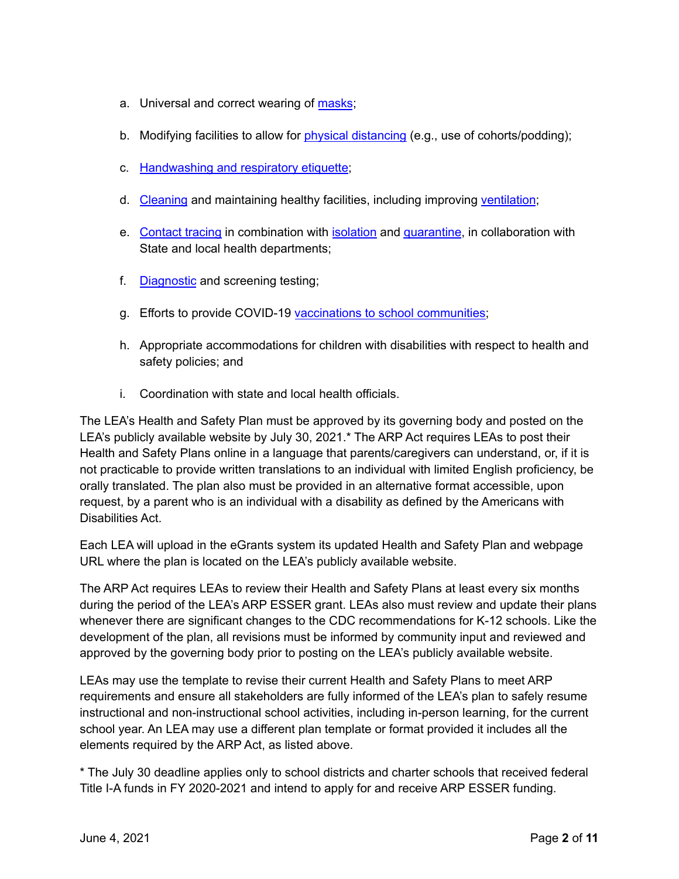a. Universal and correct wearing of masks;

b. Modifying facilities to allow for physical distancing (e.g., use of cohorts/podding);

c. Handwashing and respiratory etiquette;

d. Cleaning and maintaining healthy facilities, including improving ventilation;

e. Contact tracing in combination with isolation and quarantine, in collaboration with State and local health departments;

f. Diagnostic and screening testing;

g. Efforts to provide COVID-19 vaccinations to school communities;

h. Appropriate accommodations for children with disabilities with respect to health and safety policies; and

i. Coordination with state and local health officials.

The LEA's Health and Safety Plan must be approved by its governing body and posted on the LEA's publicly available website by July 30, 2021.* The ARP Act requires LEAs to post their Health and Safety Plans online in a language that parents/caregivers can understand, or, if it is not practicable to provide written translations to an individual with limited English proficiency, be orally translated. The plan also must be provided in an alternative format accessible, upon request, by a parent who is an individual with a disability as defined by the Americans with Disabilities Act.

Each LEA will upload in the eGrants system its updated Health and Safety Plan and webpage URL where the plan is located on the LEA's publicly available website.

The ARP Act requires LEAs to review their Health and Safety Plans at least every six months during the period of the LEA's ARP ESSER grant. LEAs also must review and update their plans whenever there are significant changes to the CDC recommendations for K-12 schools. Like the development of the plan, all revisions must be informed by community input and reviewed and approved by the governing body prior to posting on the LEA's publicly available website.

LEAs may use the template to revise their current Health and Safety Plans to meet ARP requirements and ensure all stakeholders are fully informed of the LEA's plan to safely resume instructional and non-instructional school activities, including in-person learning, for the current school year. An LEA may use a different plan template or format provided it includes all the elements required by the ARP Act, as listed above.

* The July 30 deadline applies only to school districts and charter schools that received federal Title I-A funds in FY 2020-2021 and intend to apply for and receive ARP ESSER funding.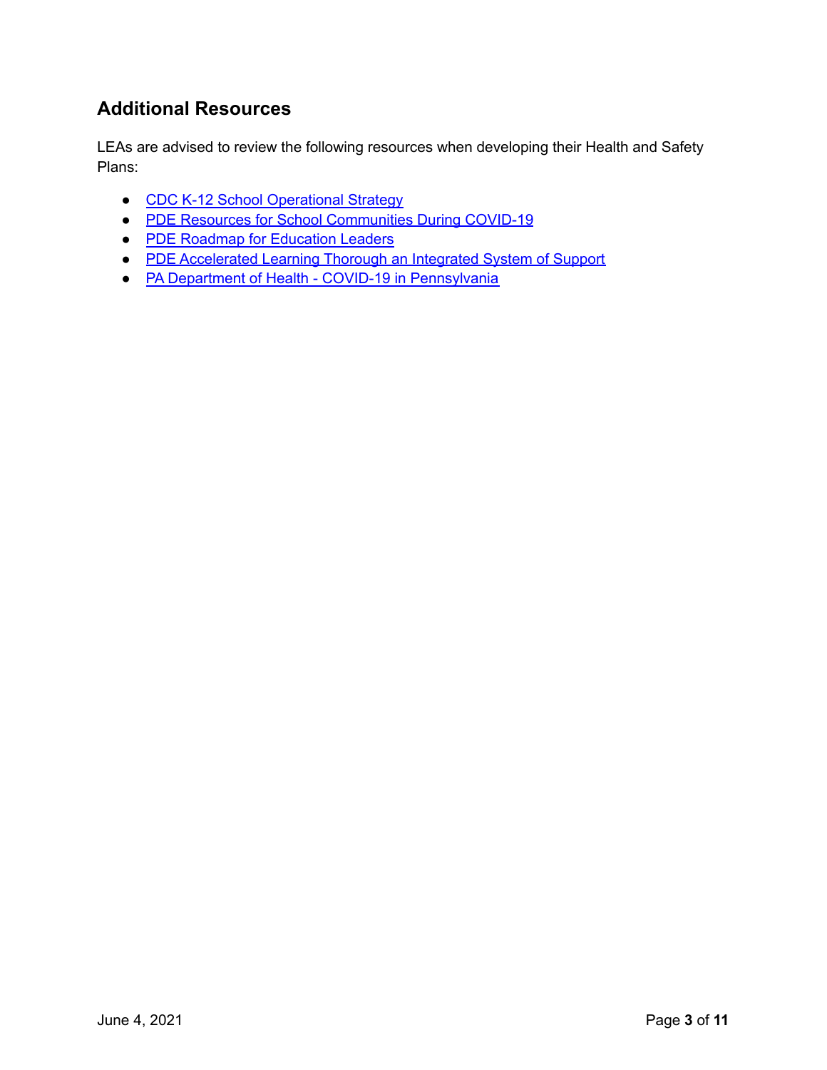## Additional Resources

LEAs are advised to review the following resources when developing their Health and Safety Plans:

- CDC K-12 School Operational Strategy
- PDE Resources for School Communities During COVID-19
- PDE Roadmap for Education Leaders
- PDE Accelerated Learning Thorough an Integrated System of Support
- PA Department of Health - COVID-19 in Pennsylvania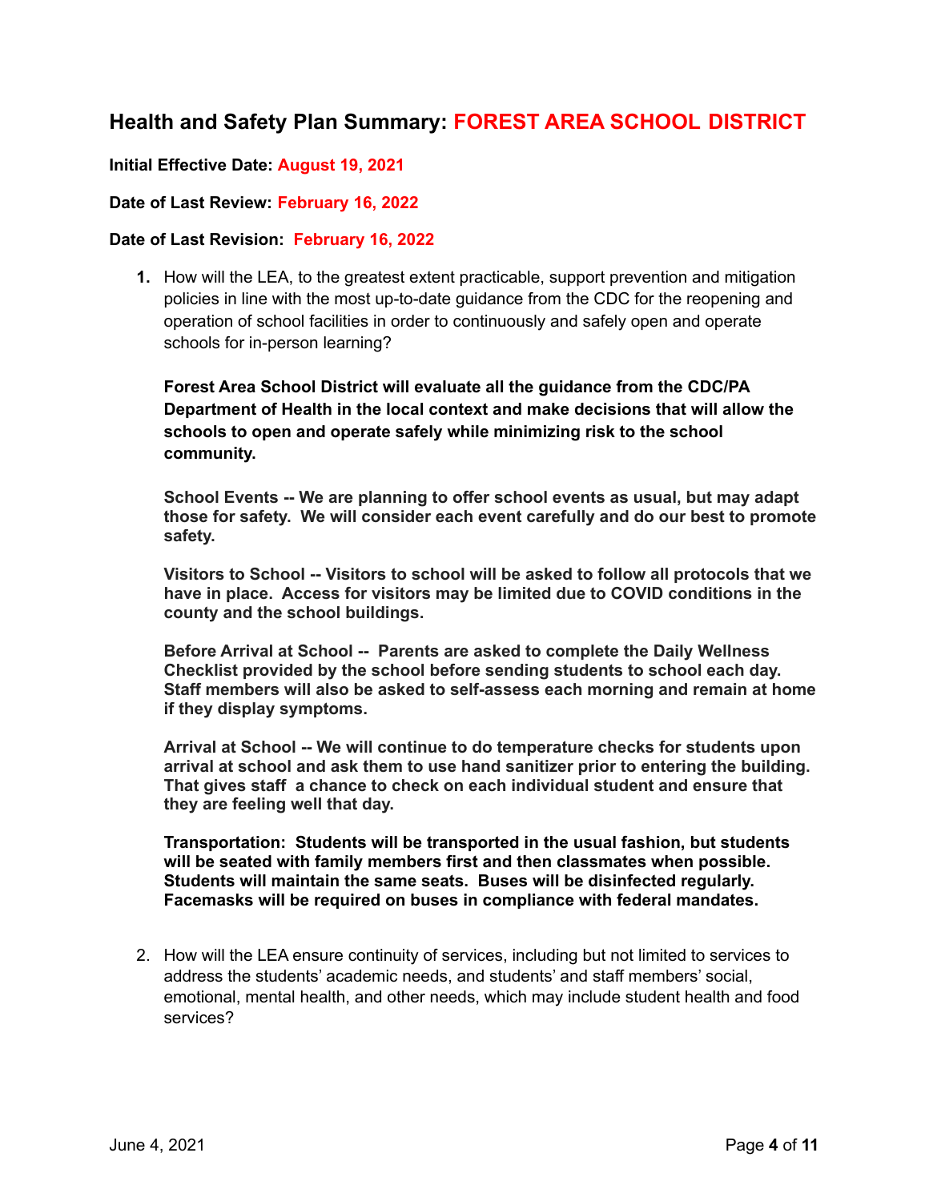## Health and Safety Plan Summary: FOREST AREA SCHOOL DISTRICT

**Initial Effective Date: August 19, 2021**

**Date of Last Review: February 16, 2022**

**Date of Last Revision: February 16, 2022**

1. How will the LEA, to the greatest extent practicable, support prevention and mitigation policies in line with the most up-to-date guidance from the CDC for the reopening and operation of school facilities in order to continuously and safely open and operate schools for in-person learning?

   **Forest Area School District will evaluate all the guidance from the CDC/PA Department of Health in the local context and make decisions that will allow the schools to open and operate safely while minimizing risk to the school community.**

   **School Events -- We are planning to offer school events as usual, but may adapt those for safety. We will consider each event carefully and do our best to promote safety.**

   **Visitors to School -- Visitors to school will be asked to follow all protocols that we have in place. Access for visitors may be limited due to COVID conditions in the county and the school buildings.**

   **Before Arrival at School -- Parents are asked to complete the Daily Wellness Checklist provided by the school before sending students to school each day. Staff members will also be asked to self-assess each morning and remain at home if they display symptoms.**

   **Arrival at School -- We will continue to do temperature checks for students upon arrival at school and ask them to use hand sanitizer prior to entering the building. That gives staff a chance to check on each individual student and ensure that they are feeling well that day.**

   **Transportation: Students will be transported in the usual fashion, but students will be seated with family members first and then classmates when possible. Students will maintain the same seats. Buses will be disinfected regularly. Facemasks will be required on buses in compliance with federal mandates.**

2. How will the LEA ensure continuity of services, including but not limited to services to address the students' academic needs, and students' and staff members' social, emotional, mental health, and other needs, which may include student health and food services?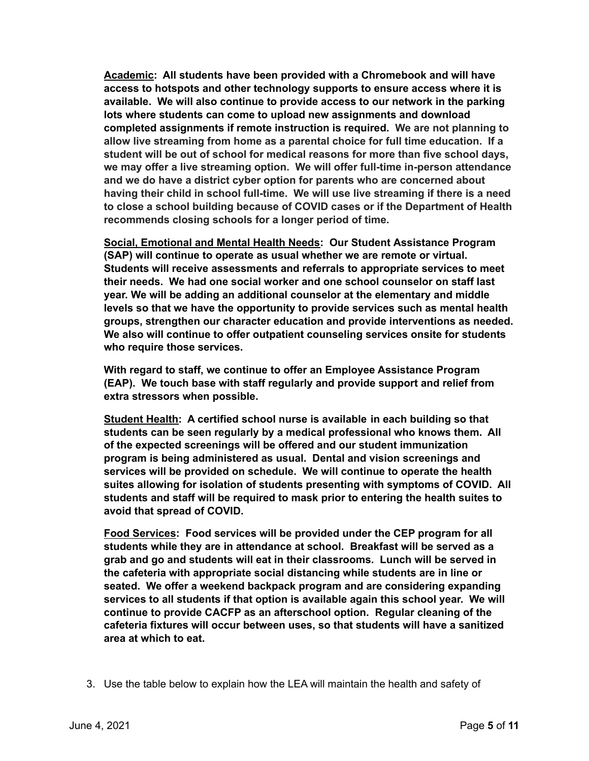**<u>Academic</u>: All students have been provided with a Chromebook and will have access to hotspots and other technology supports to ensure access where it is available. We will also continue to provide access to our network in the parking lots where students can come to upload new assignments and download completed assignments if remote instruction is required. We are not planning to allow live streaming from home as a parental choice for full time education. If a student will be out of school for medical reasons for more than five school days, we may offer a live streaming option. We will offer full-time in-person attendance and we do have a district cyber option for parents who are concerned about having their child in school full-time. We will use live streaming if there is a need to close a school building because of COVID cases or if the Department of Health recommends closing schools for a longer period of time.**

**<u>Social, Emotional and Mental Health Needs</u>: Our Student Assistance Program (SAP) will continue to operate as usual whether we are remote or virtual. Students will receive assessments and referrals to appropriate services to meet their needs. We had one social worker and one school counselor on staff last year. We will be adding an additional counselor at the elementary and middle levels so that we have the opportunity to provide services such as mental health groups, strengthen our character education and provide interventions as needed. We also will continue to offer outpatient counseling services onsite for students who require those services.**

**With regard to staff, we continue to offer an Employee Assistance Program (EAP). We touch base with staff regularly and provide support and relief from extra stressors when possible.**

**<u>Student Health</u>: A certified school nurse is available in each building so that students can be seen regularly by a medical professional who knows them. All of the expected screenings will be offered and our student immunization program is being administered as usual. Dental and vision screenings and services will be provided on schedule. We will continue to operate the health suites allowing for isolation of students presenting with symptoms of COVID. All students and staff will be required to mask prior to entering the health suites to avoid that spread of COVID.**

**<u>Food Services</u>: Food services will be provided under the CEP program for all students while they are in attendance at school. Breakfast will be served as a grab and go and students will eat in their classrooms. Lunch will be served in the cafeteria with appropriate social distancing while students are in line or seated. We offer a weekend backpack program and are considering expanding services to all students if that option is available again this school year. We will continue to provide CACFP as an afterschool option. Regular cleaning of the cafeteria fixtures will occur between uses, so that students will have a sanitized area at which to eat.**

3. Use the table below to explain how the LEA will maintain the health and safety of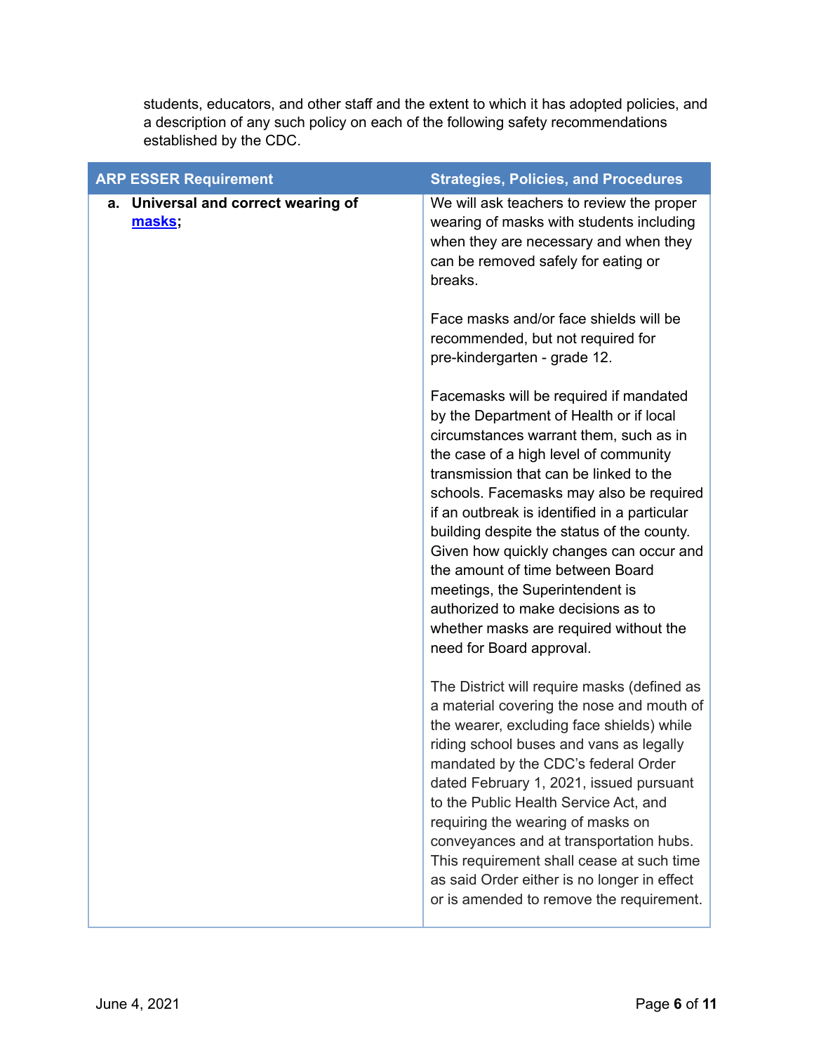students, educators, and other staff and the extent to which it has adopted policies, and a description of any such policy on each of the following safety recommendations established by the CDC.

| ARP ESSER Requirement | Strategies, Policies, and Procedures |
| --- | --- |
| **a. Universal and correct wearing of masks;** | We will ask teachers to review the proper wearing of masks with students including when they are necessary and when they can be removed safely for eating or breaks.<br><br>Face masks and/or face shields will be recommended, but not required for pre-kindergarten - grade 12.<br><br>Facemasks will be required if mandated by the Department of Health or if local circumstances warrant them, such as in the case of a high level of community transmission that can be linked to the schools. Facemasks may also be required if an outbreak is identified in a particular building despite the status of the county. Given how quickly changes can occur and the amount of time between Board meetings, the Superintendent is authorized to make decisions as to whether masks are required without the need for Board approval.<br><br>The District will require masks (defined as a material covering the nose and mouth of the wearer, excluding face shields) while riding school buses and vans as legally mandated by the CDC's federal Order dated February 1, 2021, issued pursuant to the Public Health Service Act, and requiring the wearing of masks on conveyances and at transportation hubs. This requirement shall cease at such time as said Order either is no longer in effect or is amended to remove the requirement. |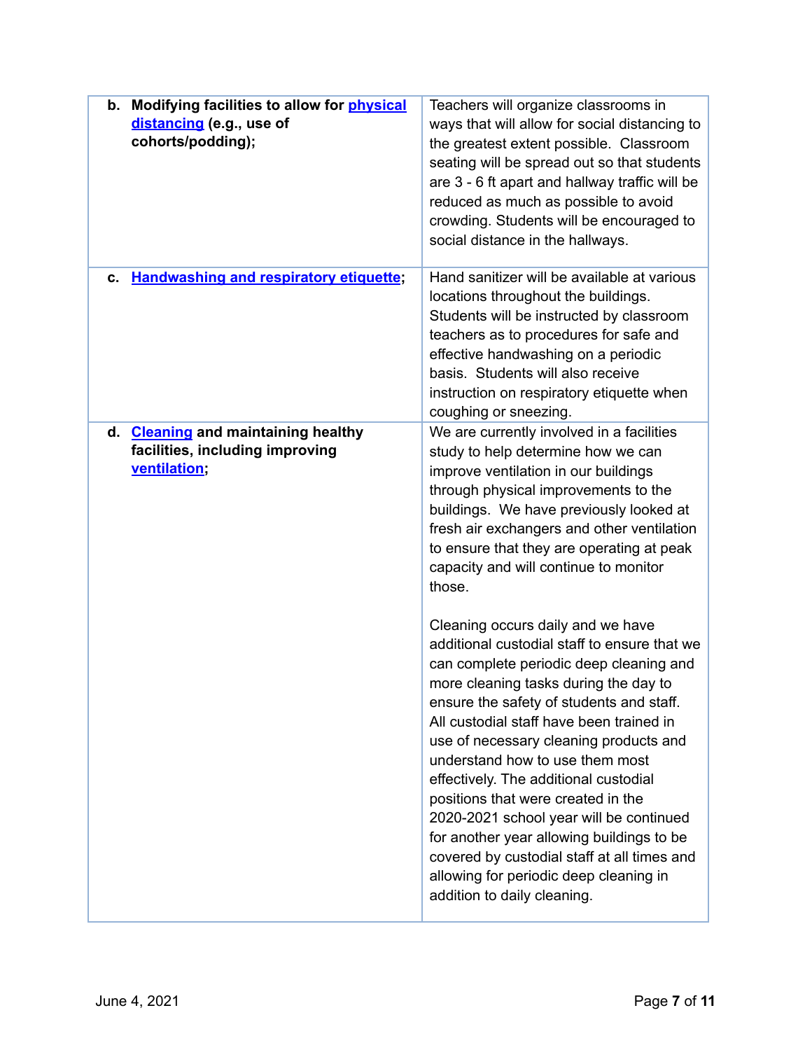| | |
|---|---|
| **b. Modifying facilities to allow for physical distancing (e.g., use of cohorts/podding);** | Teachers will organize classrooms in ways that will allow for social distancing to the greatest extent possible. Classroom seating will be spread out so that students are 3 - 6 ft apart and hallway traffic will be reduced as much as possible to avoid crowding. Students will be encouraged to social distance in the hallways. |
| **c. Handwashing and respiratory etiquette;** | Hand sanitizer will be available at various locations throughout the buildings. Students will be instructed by classroom teachers as to procedures for safe and effective handwashing on a periodic basis. Students will also receive instruction on respiratory etiquette when coughing or sneezing. |
| **d. Cleaning and maintaining healthy facilities, including improving ventilation;** | We are currently involved in a facilities study to help determine how we can improve ventilation in our buildings through physical improvements to the buildings. We have previously looked at fresh air exchangers and other ventilation to ensure that they are operating at peak capacity and will continue to monitor those.<br><br>Cleaning occurs daily and we have additional custodial staff to ensure that we can complete periodic deep cleaning and more cleaning tasks during the day to ensure the safety of students and staff. All custodial staff have been trained in use of necessary cleaning products and understand how to use them most effectively. The additional custodial positions that were created in the 2020-2021 school year will be continued for another year allowing buildings to be covered by custodial staff at all times and allowing for periodic deep cleaning in addition to daily cleaning. |

June 4, 2021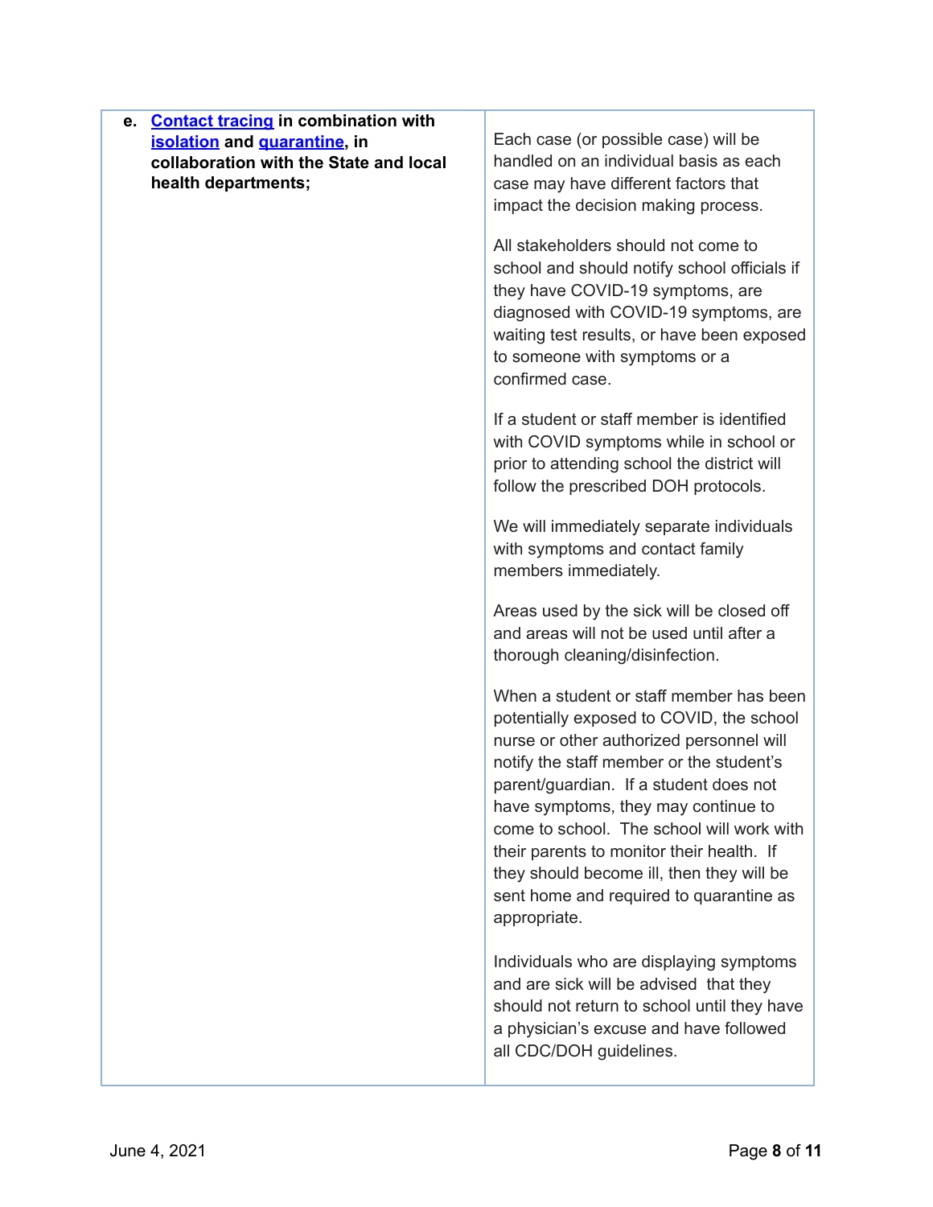| e. **Contact tracing in combination with isolation and quarantine, in collaboration with the State and local health departments;** | Each case (or possible case) will be handled on an individual basis as each case may have different factors that impact the decision making process.<br><br>All stakeholders should not come to school and should notify school officials if they have COVID-19 symptoms, are diagnosed with COVID-19 symptoms, are waiting test results, or have been exposed to someone with symptoms or a confirmed case.<br><br>If a student or staff member is identified with COVID symptoms while in school or prior to attending school the district will follow the prescribed DOH protocols.<br><br>We will immediately separate individuals with symptoms and contact family members immediately.<br><br>Areas used by the sick will be closed off and areas will not be used until after a thorough cleaning/disinfection.<br><br>When a student or staff member has been potentially exposed to COVID, the school nurse or other authorized personnel will notify the staff member or the student's parent/guardian. If a student does not have symptoms, they may continue to come to school. The school will work with their parents to monitor their health. If they should become ill, then they will be sent home and required to quarantine as appropriate.<br><br>Individuals who are displaying symptoms and are sick will be advised that they should not return to school until they have a physician's excuse and have followed all CDC/DOH guidelines. |
|---|---|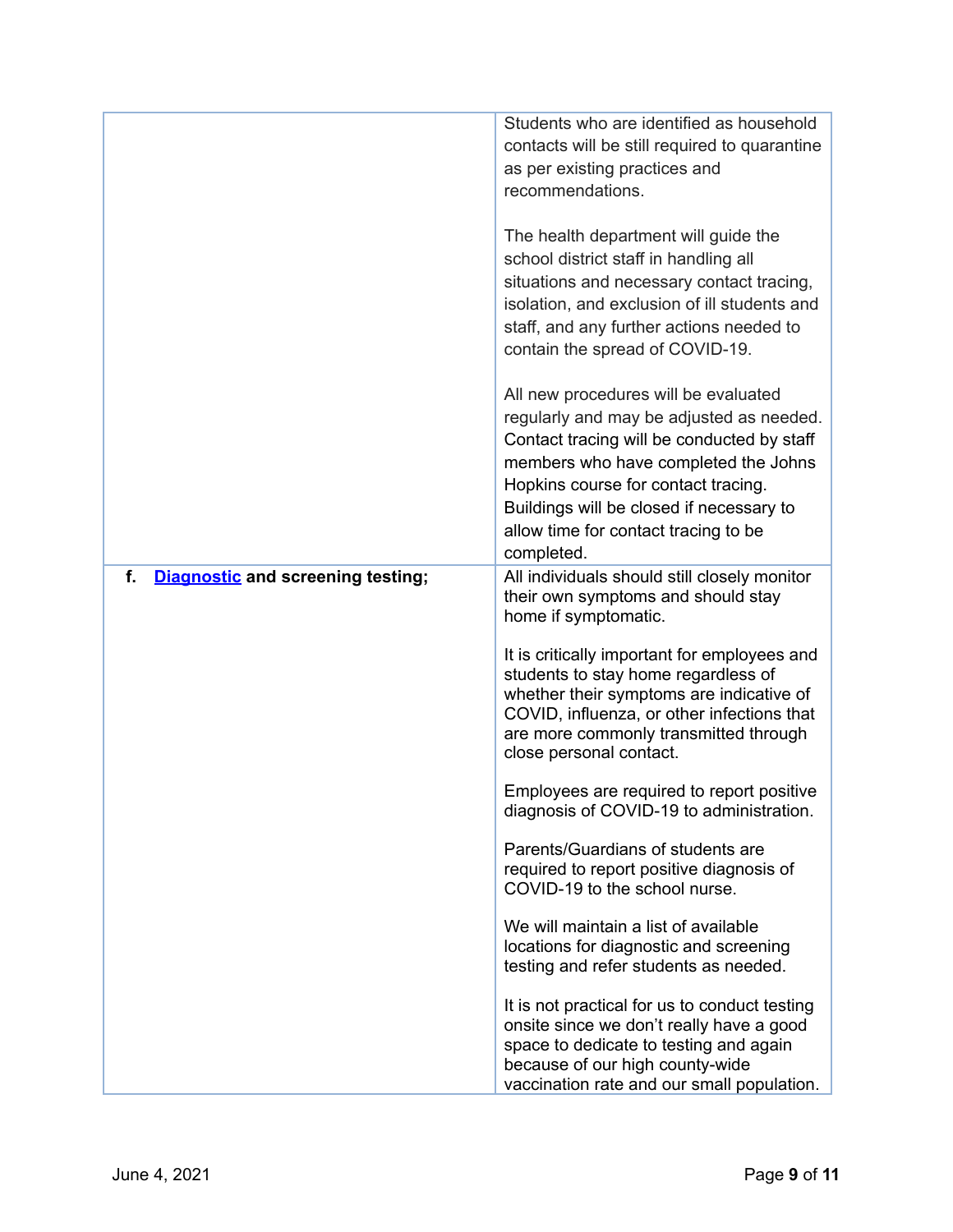| | |
|---|---|
| | Students who are identified as household contacts will be still required to quarantine as per existing practices and recommendations.<br><br>The health department will guide the school district staff in handling all situations and necessary contact tracing, isolation, and exclusion of ill students and staff, and any further actions needed to contain the spread of COVID-19.<br><br>All new procedures will be evaluated regularly and may be adjusted as needed. Contact tracing will be conducted by staff members who have completed the Johns Hopkins course for contact tracing. Buildings will be closed if necessary to allow time for contact tracing to be completed. |
| **f. Diagnostic and screening testing;** | All individuals should still closely monitor their own symptoms and should stay home if symptomatic.<br><br>It is critically important for employees and students to stay home regardless of whether their symptoms are indicative of COVID, influenza, or other infections that are more commonly transmitted through close personal contact.<br><br>Employees are required to report positive diagnosis of COVID-19 to administration.<br><br>Parents/Guardians of students are required to report positive diagnosis of COVID-19 to the school nurse.<br><br>We will maintain a list of available locations for diagnostic and screening testing and refer students as needed.<br><br>It is not practical for us to conduct testing onsite since we don't really have a good space to dedicate to testing and again because of our high county-wide vaccination rate and our small population. |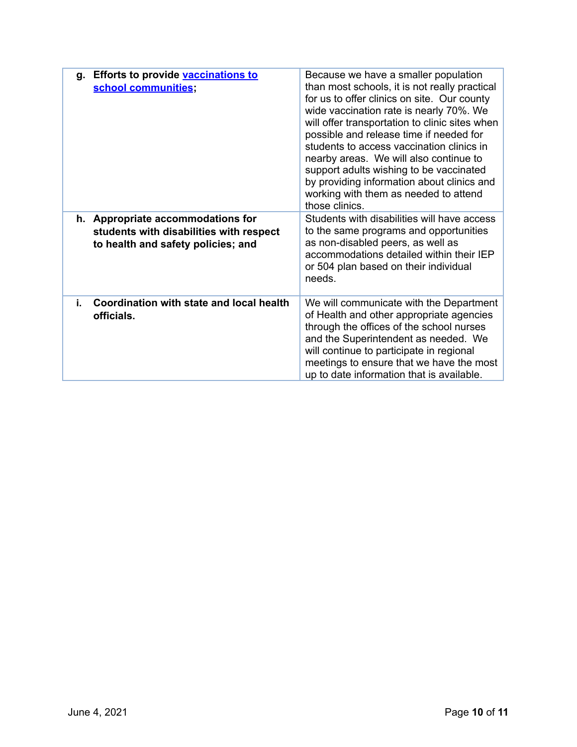| | |
|---|---|
| **g. Efforts to provide [vaccinations to school communities](#);** | Because we have a smaller population than most schools, it is not really practical for us to offer clinics on site. Our county wide vaccination rate is nearly 70%. We will offer transportation to clinic sites when possible and release time if needed for students to access vaccination clinics in nearby areas. We will also continue to support adults wishing to be vaccinated by providing information about clinics and working with them as needed to attend those clinics. |
| **h. Appropriate accommodations for students with disabilities with respect to health and safety policies; and** | Students with disabilities will have access to the same programs and opportunities as non-disabled peers, as well as accommodations detailed within their IEP or 504 plan based on their individual needs. |
| **i. Coordination with state and local health officials.** | We will communicate with the Department of Health and other appropriate agencies through the offices of the school nurses and the Superintendent as needed. We will continue to participate in regional meetings to ensure that we have the most up to date information that is available. |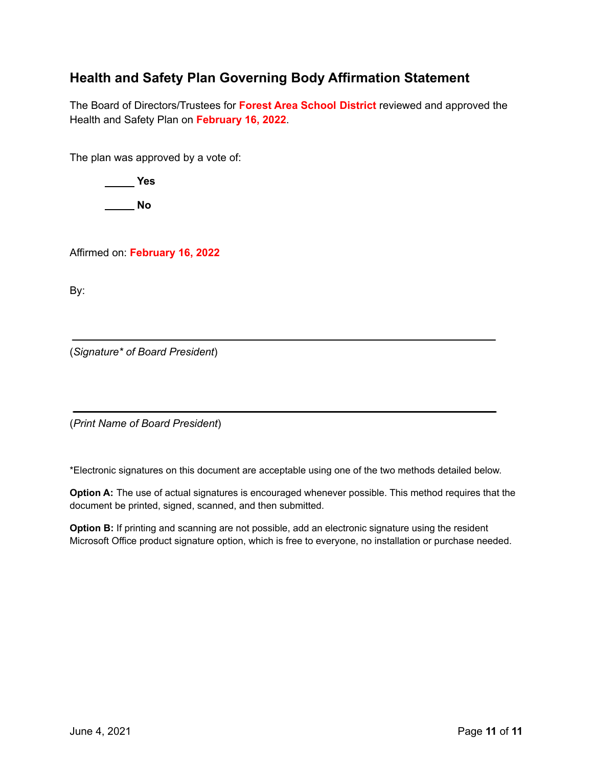## Health and Safety Plan Governing Body Affirmation Statement

The Board of Directors/Trustees for **Forest Area School District** reviewed and approved the Health and Safety Plan on **February 16, 2022**.

The plan was approved by a vote of:

_____ **Yes**

_____ **No**

Affirmed on: **February 16, 2022**

By:

_______________________________________________

(*Signature* of Board President*)

_______________________________________________

(*Print Name of Board President*)

*Electronic signatures on this document are acceptable using one of the two methods detailed below.

**Option A:** The use of actual signatures is encouraged whenever possible. This method requires that the document be printed, signed, scanned, and then submitted.

**Option B:** If printing and scanning are not possible, add an electronic signature using the resident Microsoft Office product signature option, which is free to everyone, no installation or purchase needed.

June 4, 2021